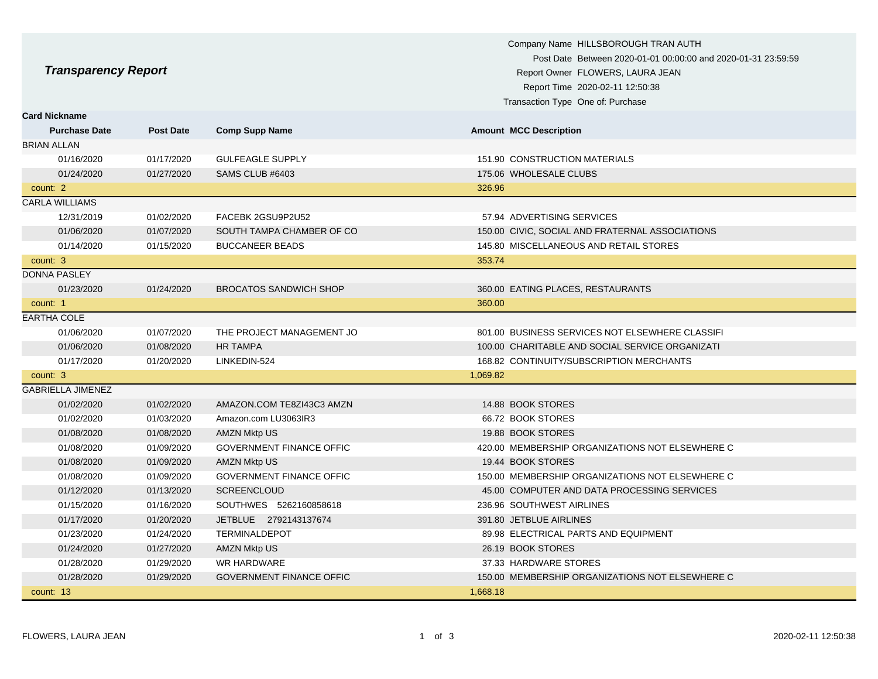# Transparency Report

Company Name HILLSBOROUGH TRAN AUTH
Post Date Between 2020-01-01 00:00:00 and 2020-01-31 23:59:59
Report Owner FLOWERS, LAURA JEAN
Report Time 2020-02-11 12:50:38
Transaction Type One of: Purchase

| Card Nickname | | | | |
|---|---|---|---|---|
| Purchase Date | Post Date | Comp Supp Name | Amount | MCC Description |
| BRIAN ALLAN | | | | |
| 01/16/2020 | 01/17/2020 | GULFEAGLE SUPPLY | 151.90 | CONSTRUCTION MATERIALS |
| 01/24/2020 | 01/27/2020 | SAMS CLUB #6403 | 175.06 | WHOLESALE CLUBS |
| count: 2 | | | 326.96 | |
| CARLA WILLIAMS | | | | |
| 12/31/2019 | 01/02/2020 | FACEBK 2GSU9P2U52 | 57.94 | ADVERTISING SERVICES |
| 01/06/2020 | 01/07/2020 | SOUTH TAMPA CHAMBER OF CO | 150.00 | CIVIC, SOCIAL AND FRATERNAL ASSOCIATIONS |
| 01/14/2020 | 01/15/2020 | BUCCANEER BEADS | 145.80 | MISCELLANEOUS AND RETAIL STORES |
| count: 3 | | | 353.74 | |
| DONNA PASLEY | | | | |
| 01/23/2020 | 01/24/2020 | BROCATOS SANDWICH SHOP | 360.00 | EATING PLACES, RESTAURANTS |
| count: 1 | | | 360.00 | |
| EARTHA COLE | | | | |
| 01/06/2020 | 01/07/2020 | THE PROJECT MANAGEMENT JO | 801.00 | BUSINESS SERVICES NOT ELSEWHERE CLASSIFI |
| 01/06/2020 | 01/08/2020 | HR TAMPA | 100.00 | CHARITABLE AND SOCIAL SERVICE ORGANIZATI |
| 01/17/2020 | 01/20/2020 | LINKEDIN-524 | 168.82 | CONTINUITY/SUBSCRIPTION MERCHANTS |
| count: 3 | | | 1,069.82 | |
| GABRIELLA JIMENEZ | | | | |
| 01/02/2020 | 01/02/2020 | AMAZON.COM TE8ZI43C3 AMZN | 14.88 | BOOK STORES |
| 01/02/2020 | 01/03/2020 | Amazon.com LU3063IR3 | 66.72 | BOOK STORES |
| 01/08/2020 | 01/08/2020 | AMZN Mktp US | 19.88 | BOOK STORES |
| 01/08/2020 | 01/09/2020 | GOVERNMENT FINANCE OFFIC | 420.00 | MEMBERSHIP ORGANIZATIONS NOT ELSEWHERE C |
| 01/08/2020 | 01/09/2020 | AMZN Mktp US | 19.44 | BOOK STORES |
| 01/08/2020 | 01/09/2020 | GOVERNMENT FINANCE OFFIC | 150.00 | MEMBERSHIP ORGANIZATIONS NOT ELSEWHERE C |
| 01/12/2020 | 01/13/2020 | SCREENCLOUD | 45.00 | COMPUTER AND DATA PROCESSING SERVICES |
| 01/15/2020 | 01/16/2020 | SOUTHWES 5262160858618 | 236.96 | SOUTHWEST AIRLINES |
| 01/17/2020 | 01/20/2020 | JETBLUE 2792143137674 | 391.80 | JETBLUE AIRLINES |
| 01/23/2020 | 01/24/2020 | TERMINALDEPOT | 89.98 | ELECTRICAL PARTS AND EQUIPMENT |
| 01/24/2020 | 01/27/2020 | AMZN Mktp US | 26.19 | BOOK STORES |
| 01/28/2020 | 01/29/2020 | WR HARDWARE | 37.33 | HARDWARE STORES |
| 01/28/2020 | 01/29/2020 | GOVERNMENT FINANCE OFFIC | 150.00 | MEMBERSHIP ORGANIZATIONS NOT ELSEWHERE C |
| count: 13 | | | 1,668.18 | |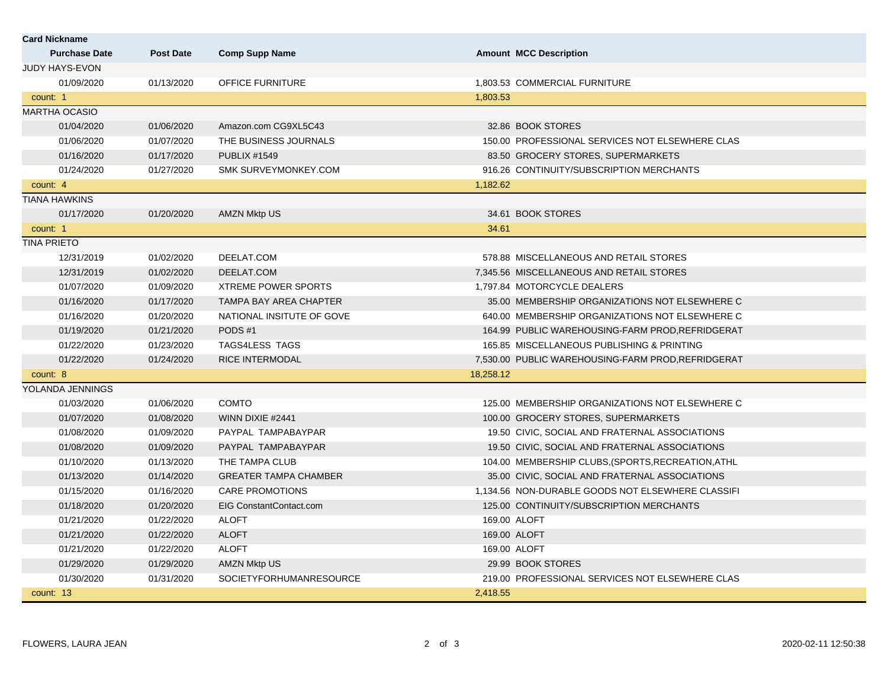| Card Nickname | | | | |
|---|---|---|---|---|
| **Purchase Date** | **Post Date** | **Comp Supp Name** | **Amount** | **MCC Description** |
| JUDY HAYS-EVON | | | | |
| 01/09/2020 | 01/13/2020 | OFFICE FURNITURE | 1,803.53 | COMMERCIAL FURNITURE |
| count: 1 | | | 1,803.53 | |
| MARTHA OCASIO | | | | |
| 01/04/2020 | 01/06/2020 | Amazon.com CG9XL5C43 | 32.86 | BOOK STORES |
| 01/06/2020 | 01/07/2020 | THE BUSINESS JOURNALS | 150.00 | PROFESSIONAL SERVICES NOT ELSEWHERE CLAS |
| 01/16/2020 | 01/17/2020 | PUBLIX #1549 | 83.50 | GROCERY STORES, SUPERMARKETS |
| 01/24/2020 | 01/27/2020 | SMK SURVEYMONKEY.COM | 916.26 | CONTINUITY/SUBSCRIPTION MERCHANTS |
| count: 4 | | | 1,182.62 | |
| TIANA HAWKINS | | | | |
| 01/17/2020 | 01/20/2020 | AMZN Mktp US | 34.61 | BOOK STORES |
| count: 1 | | | 34.61 | |
| TINA PRIETO | | | | |
| 12/31/2019 | 01/02/2020 | DEELAT.COM | 578.88 | MISCELLANEOUS AND RETAIL STORES |
| 12/31/2019 | 01/02/2020 | DEELAT.COM | 7,345.56 | MISCELLANEOUS AND RETAIL STORES |
| 01/07/2020 | 01/09/2020 | XTREME POWER SPORTS | 1,797.84 | MOTORCYCLE DEALERS |
| 01/16/2020 | 01/17/2020 | TAMPA BAY AREA CHAPTER | 35.00 | MEMBERSHIP ORGANIZATIONS NOT ELSEWHERE C |
| 01/16/2020 | 01/20/2020 | NATIONAL INSITUTE OF GOVE | 640.00 | MEMBERSHIP ORGANIZATIONS NOT ELSEWHERE C |
| 01/19/2020 | 01/21/2020 | PODS #1 | 164.99 | PUBLIC WAREHOUSING-FARM PROD,REFRIDGERAT |
| 01/22/2020 | 01/23/2020 | TAGS4LESS TAGS | 165.85 | MISCELLANEOUS PUBLISHING & PRINTING |
| 01/22/2020 | 01/24/2020 | RICE INTERMODAL | 7,530.00 | PUBLIC WAREHOUSING-FARM PROD,REFRIDGERAT |
| count: 8 | | | 18,258.12 | |
| YOLANDA JENNINGS | | | | |
| 01/03/2020 | 01/06/2020 | COMTO | 125.00 | MEMBERSHIP ORGANIZATIONS NOT ELSEWHERE C |
| 01/07/2020 | 01/08/2020 | WINN DIXIE #2441 | 100.00 | GROCERY STORES, SUPERMARKETS |
| 01/08/2020 | 01/09/2020 | PAYPAL TAMPABAYPAR | 19.50 | CIVIC, SOCIAL AND FRATERNAL ASSOCIATIONS |
| 01/08/2020 | 01/09/2020 | PAYPAL TAMPABAYPAR | 19.50 | CIVIC, SOCIAL AND FRATERNAL ASSOCIATIONS |
| 01/10/2020 | 01/13/2020 | THE TAMPA CLUB | 104.00 | MEMBERSHIP CLUBS,(SPORTS,RECREATION,ATHL |
| 01/13/2020 | 01/14/2020 | GREATER TAMPA CHAMBER | 35.00 | CIVIC, SOCIAL AND FRATERNAL ASSOCIATIONS |
| 01/15/2020 | 01/16/2020 | CARE PROMOTIONS | 1,134.56 | NON-DURABLE GOODS NOT ELSEWHERE CLASSIFI |
| 01/18/2020 | 01/20/2020 | EIG ConstantContact.com | 125.00 | CONTINUITY/SUBSCRIPTION MERCHANTS |
| 01/21/2020 | 01/22/2020 | ALOFT | 169.00 | ALOFT |
| 01/21/2020 | 01/22/2020 | ALOFT | 169.00 | ALOFT |
| 01/21/2020 | 01/22/2020 | ALOFT | 169.00 | ALOFT |
| 01/29/2020 | 01/29/2020 | AMZN Mktp US | 29.99 | BOOK STORES |
| 01/30/2020 | 01/31/2020 | SOCIETYFORHUMANRESOURCE | 219.00 | PROFESSIONAL SERVICES NOT ELSEWHERE CLAS |
| count: 13 | | | 2,418.55 | |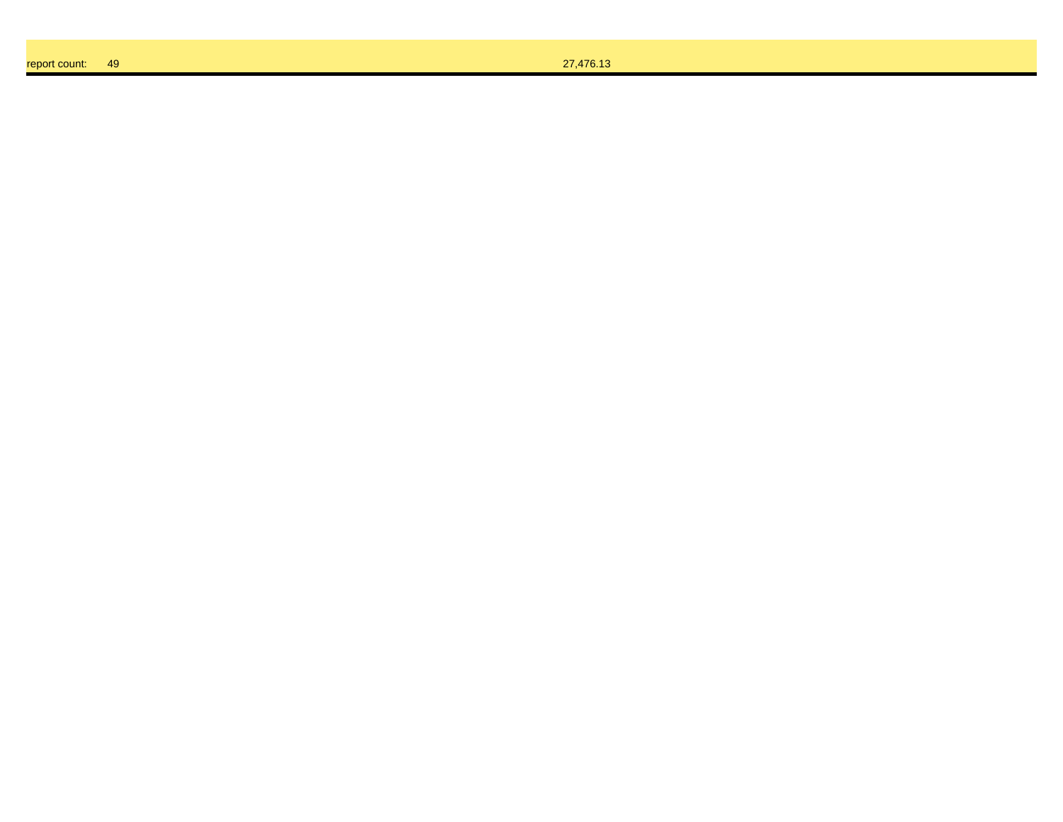| | | |
|---|---|---|
| report count: | 49 | 27,476.13 |